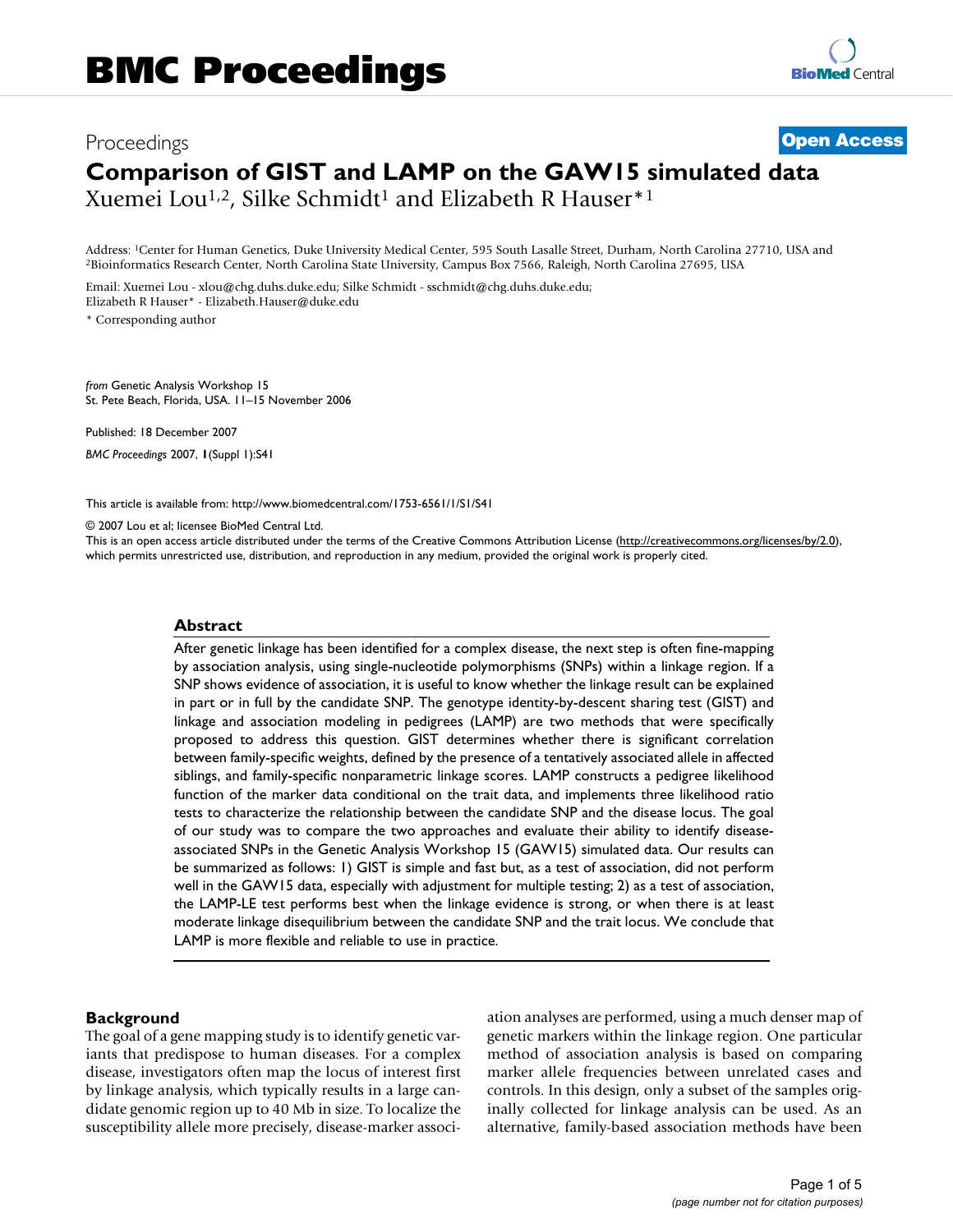# BMC Proceedings

Proceedings **Open Access**

# Comparison of GIST and LAMP on the GAW15 simulated data

Xuemei Lou[1,2], Silke Schmidt[1] and Elizabeth R Hauser*[1]

Address: [1]Center for Human Genetics, Duke University Medical Center, 595 South Lasalle Street, Durham, North Carolina 27710, USA and [2]Bioinformatics Research Center, North Carolina State University, Campus Box 7566, Raleigh, North Carolina 27695, USA

Email: Xuemei Lou - xlou@chg.duhs.duke.edu; Silke Schmidt - sschmidt@chg.duhs.duke.edu; Elizabeth R Hauser* - Elizabeth.Hauser@duke.edu

\* Corresponding author

*from* Genetic Analysis Workshop 15
St. Pete Beach, Florida, USA. 11–15 November 2006

Published: 18 December 2007

*BMC Proceedings* 2007, **1**(Suppl 1):S41

This article is available from: http://www.biomedcentral.com/1753-6561/1/S1/S41

© 2007 Lou et al; licensee BioMed Central Ltd.
This is an open access article distributed under the terms of the Creative Commons Attribution License (http://creativecommons.org/licenses/by/2.0), which permits unrestricted use, distribution, and reproduction in any medium, provided the original work is properly cited.

## Abstract

After genetic linkage has been identified for a complex disease, the next step is often fine-mapping by association analysis, using single-nucleotide polymorphisms (SNPs) within a linkage region. If a SNP shows evidence of association, it is useful to know whether the linkage result can be explained in part or in full by the candidate SNP. The genotype identity-by-descent sharing test (GIST) and linkage and association modeling in pedigrees (LAMP) are two methods that were specifically proposed to address this question. GIST determines whether there is significant correlation between family-specific weights, defined by the presence of a tentatively associated allele in affected siblings, and family-specific nonparametric linkage scores. LAMP constructs a pedigree likelihood function of the marker data conditional on the trait data, and implements three likelihood ratio tests to characterize the relationship between the candidate SNP and the disease locus. The goal of our study was to compare the two approaches and evaluate their ability to identify disease-associated SNPs in the Genetic Analysis Workshop 15 (GAW15) simulated data. Our results can be summarized as follows: 1) GIST is simple and fast but, as a test of association, did not perform well in the GAW15 data, especially with adjustment for multiple testing; 2) as a test of association, the LAMP-LE test performs best when the linkage evidence is strong, or when there is at least moderate linkage disequilibrium between the candidate SNP and the trait locus. We conclude that LAMP is more flexible and reliable to use in practice.

## Background

The goal of a gene mapping study is to identify genetic variants that predispose to human diseases. For a complex disease, investigators often map the locus of interest first by linkage analysis, which typically results in a large candidate genomic region up to 40 Mb in size. To localize the susceptibility allele more precisely, disease-marker association analyses are performed, using a much denser map of genetic markers within the linkage region. One particular method of association analysis is based on comparing marker allele frequencies between unrelated cases and controls. In this design, only a subset of the samples originally collected for linkage analysis can be used. As an alternative, family-based association methods have been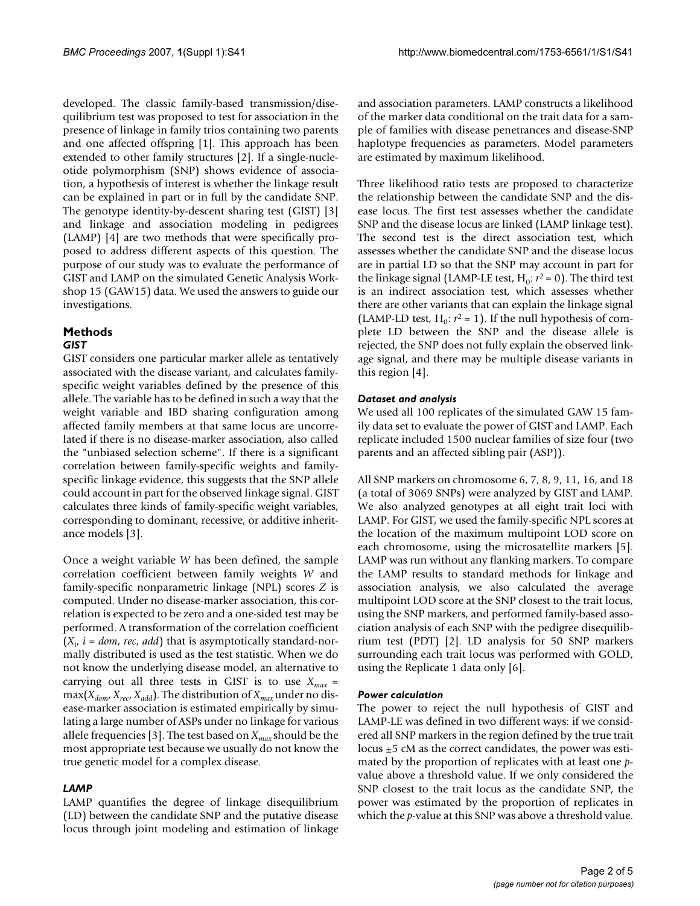developed. The classic family-based transmission/disequilibrium test was proposed to test for association in the presence of linkage in family trios containing two parents and one affected offspring [1]. This approach has been extended to other family structures [2]. If a single-nucleotide polymorphism (SNP) shows evidence of association, a hypothesis of interest is whether the linkage result can be explained in part or in full by the candidate SNP. The genotype identity-by-descent sharing test (GIST) [3] and linkage and association modeling in pedigrees (LAMP) [4] are two methods that were specifically proposed to address different aspects of this question. The purpose of our study was to evaluate the performance of GIST and LAMP on the simulated Genetic Analysis Workshop 15 (GAW15) data. We used the answers to guide our investigations.

## Methods

### *GIST*

GIST considers one particular marker allele as tentatively associated with the disease variant, and calculates family-specific weight variables defined by the presence of this allele. The variable has to be defined in such a way that the weight variable and IBD sharing configuration among affected family members at that same locus are uncorrelated if there is no disease-marker association, also called the "unbiased selection scheme". If there is a significant correlation between family-specific weights and family-specific linkage evidence, this suggests that the SNP allele could account in part for the observed linkage signal. GIST calculates three kinds of family-specific weight variables, corresponding to dominant, recessive, or additive inheritance models [3].

Once a weight variable $W$ has been defined, the sample correlation coefficient between family weights $W$ and family-specific nonparametric linkage (NPL) scores $Z$ is computed. Under no disease-marker association, this correlation is expected to be zero and a one-sided test may be performed. A transformation of the correlation coefficient ($X_i$, $i = dom, rec, add$) that is asymptotically standard-normally distributed is used as the test statistic. When we do not know the underlying disease model, an alternative to carrying out all three tests in GIST is to use $X_{max} = \max(X_{dom}, X_{rec}, X_{add})$. The distribution of $X_{max}$ under no disease-marker association is estimated empirically by simulating a large number of ASPs under no linkage for various allele frequencies [3]. The test based on $X_{max}$ should be the most appropriate test because we usually do not know the true genetic model for a complex disease.

### *LAMP*

LAMP quantifies the degree of linkage disequilibrium (LD) between the candidate SNP and the putative disease locus through joint modeling and estimation of linkage and association parameters. LAMP constructs a likelihood of the marker data conditional on the trait data for a sample of families with disease penetrances and disease-SNP haplotype frequencies as parameters. Model parameters are estimated by maximum likelihood.

Three likelihood ratio tests are proposed to characterize the relationship between the candidate SNP and the disease locus. The first test assesses whether the candidate SNP and the disease locus are linked (LAMP linkage test). The second test is the direct association test, which assesses whether the candidate SNP and the disease locus are in partial LD so that the SNP may account in part for the linkage signal (LAMP-LE test, $H_0$: $r^2 = 0$). The third test is an indirect association test, which assesses whether there are other variants that can explain the linkage signal (LAMP-LD test, $H_0$: $r^2 = 1$). If the null hypothesis of complete LD between the SNP and the disease allele is rejected, the SNP does not fully explain the observed linkage signal, and there may be multiple disease variants in this region [4].

### *Dataset and analysis*

We used all 100 replicates of the simulated GAW 15 family data set to evaluate the power of GIST and LAMP. Each replicate included 1500 nuclear families of size four (two parents and an affected sibling pair (ASP)).

All SNP markers on chromosome 6, 7, 8, 9, 11, 16, and 18 (a total of 3069 SNPs) were analyzed by GIST and LAMP. We also analyzed genotypes at all eight trait loci with LAMP. For GIST, we used the family-specific NPL scores at the location of the maximum multipoint LOD score on each chromosome, using the microsatellite markers [5]. LAMP was run without any flanking markers. To compare the LAMP results to standard methods for linkage and association analysis, we also calculated the average multipoint LOD score at the SNP closest to the trait locus, using the SNP markers, and performed family-based association analysis of each SNP with the pedigree disequilibrium test (PDT) [2]. LD analysis for 50 SNP markers surrounding each trait locus was performed with GOLD, using the Replicate 1 data only [6].

### *Power calculation*

The power to reject the null hypothesis of GIST and LAMP-LE was defined in two different ways: if we considered all SNP markers in the region defined by the true trait locus ±5 cM as the correct candidates, the power was estimated by the proportion of replicates with at least one *p*-value above a threshold value. If we only considered the SNP closest to the trait locus as the candidate SNP, the power was estimated by the proportion of replicates in which the *p*-value at this SNP was above a threshold value.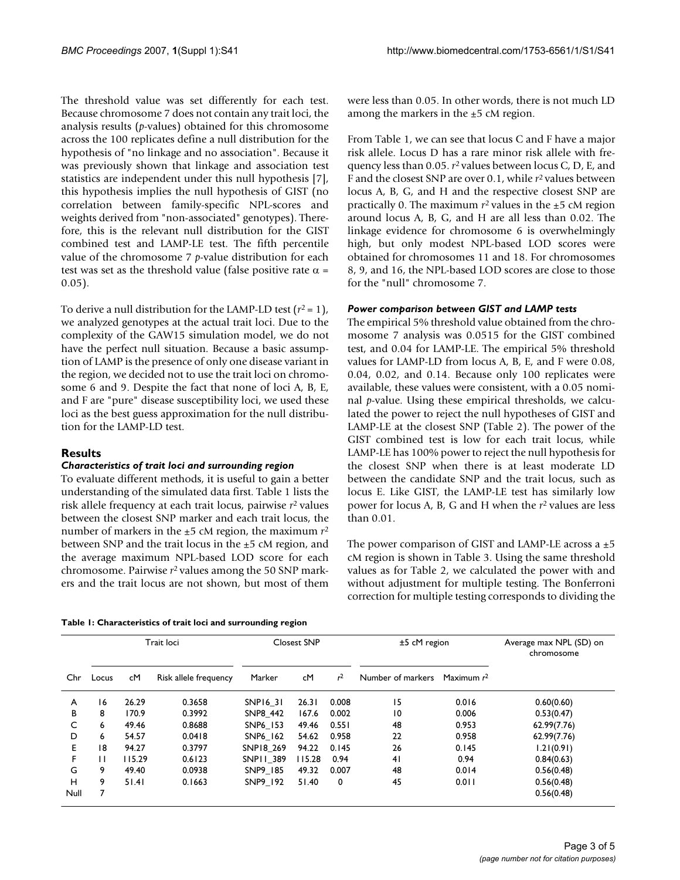The threshold value was set differently for each test. Because chromosome 7 does not contain any trait loci, the analysis results (*p*-values) obtained for this chromosome across the 100 replicates define a null distribution for the hypothesis of "no linkage and no association". Because it was previously shown that linkage and association test statistics are independent under this null hypothesis [7], this hypothesis implies the null hypothesis of GIST (no correlation between family-specific NPL-scores and weights derived from "non-associated" genotypes). Therefore, this is the relevant null distribution for the GIST combined test and LAMP-LE test. The fifth percentile value of the chromosome 7 *p*-value distribution for each test was set as the threshold value (false positive rate $\alpha = 0.05$).

To derive a null distribution for the LAMP-LD test ($r^2 = 1$), we analyzed genotypes at the actual trait loci. Due to the complexity of the GAW15 simulation model, we do not have the perfect null situation. Because a basic assumption of LAMP is the presence of only one disease variant in the region, we decided not to use the trait loci on chromosome 6 and 9. Despite the fact that none of loci A, B, E, and F are "pure" disease susceptibility loci, we used these loci as the best guess approximation for the null distribution for the LAMP-LD test.

## Results

### *Characteristics of trait loci and surrounding region*

To evaluate different methods, it is useful to gain a better understanding of the simulated data first. Table 1 lists the risk allele frequency at each trait locus, pairwise $r^2$ values between the closest SNP marker and each trait locus, the number of markers in the ±5 cM region, the maximum $r^2$ between SNP and the trait locus in the ±5 cM region, and the average maximum NPL-based LOD score for each chromosome. Pairwise $r^2$ values among the 50 SNP markers and the trait locus are not shown, but most of them were less than 0.05. In other words, there is not much LD among the markers in the ±5 cM region.

From Table 1, we can see that locus C and F have a major risk allele. Locus D has a rare minor risk allele with frequency less than 0.05. $r^2$ values between locus C, D, E, and F and the closest SNP are over 0.1, while $r^2$ values between locus A, B, G, and H and the respective closest SNP are practically 0. The maximum $r^2$ values in the ±5 cM region around locus A, B, G, and H are all less than 0.02. The linkage evidence for chromosome 6 is overwhelmingly high, but only modest NPL-based LOD scores were obtained for chromosomes 11 and 18. For chromosomes 8, 9, and 16, the NPL-based LOD scores are close to those for the "null" chromosome 7.

### *Power comparison between GIST and LAMP tests*

The empirical 5% threshold value obtained from the chromosome 7 analysis was 0.0515 for the GIST combined test, and 0.04 for LAMP-LE. The empirical 5% threshold values for LAMP-LD from locus A, B, E, and F were 0.08, 0.04, 0.02, and 0.14. Because only 100 replicates were available, these values were consistent, with a 0.05 nominal *p*-value. Using these empirical thresholds, we calculated the power to reject the null hypotheses of GIST and LAMP-LE at the closest SNP (Table 2). The power of the GIST combined test is low for each trait locus, while LAMP-LE has 100% power to reject the null hypothesis for the closest SNP when there is at least moderate LD between the candidate SNP and the trait locus, such as locus E. Like GIST, the LAMP-LE test has similarly low power for locus A, B, G and H when the $r^2$ values are less than 0.01.

The power comparison of GIST and LAMP-LE across a ±5 cM region is shown in Table 3. Using the same threshold values as for Table 2, we calculated the power with and without adjustment for multiple testing. The Bonferroni correction for multiple testing corresponds to dividing the

**Table 1: Characteristics of trait loci and surrounding region**

| | Trait loci | | | Closest SNP | | | ±5 cM region | | Average max NPL (SD) on chromosome |
|---|---|---|---|---|---|---|---|---|---|
| Chr | Locus | cM | Risk allele frequency | Marker | cM | $r^2$ | Number of markers | Maximum $r^2$ | |
| A | 16 | 26.29 | 0.3658 | SNP16_31 | 26.31 | 0.008 | 15 | 0.016 | 0.60(0.60) |
| B | 8 | 170.9 | 0.3992 | SNP8_442 | 167.6 | 0.002 | 10 | 0.006 | 0.53(0.47) |
| C | 6 | 49.46 | 0.8688 | SNP6_153 | 49.46 | 0.551 | 48 | 0.953 | 62.99(7.76) |
| D | 6 | 54.57 | 0.0418 | SNP6_162 | 54.62 | 0.958 | 22 | 0.958 | 62.99(7.76) |
| E | 18 | 94.27 | 0.3797 | SNP18_269 | 94.22 | 0.145 | 26 | 0.145 | 1.21(0.91) |
| F | 11 | 115.29 | 0.6123 | SNP11_389 | 115.28 | 0.94 | 41 | 0.94 | 0.84(0.63) |
| G | 9 | 49.40 | 0.0938 | SNP9_185 | 49.32 | 0.007 | 48 | 0.014 | 0.56(0.48) |
| H | 9 | 51.41 | 0.1663 | SNP9_192 | 51.40 | 0 | 45 | 0.011 | 0.56(0.48) |
| Null | 7 | | | | | | | | 0.56(0.48) |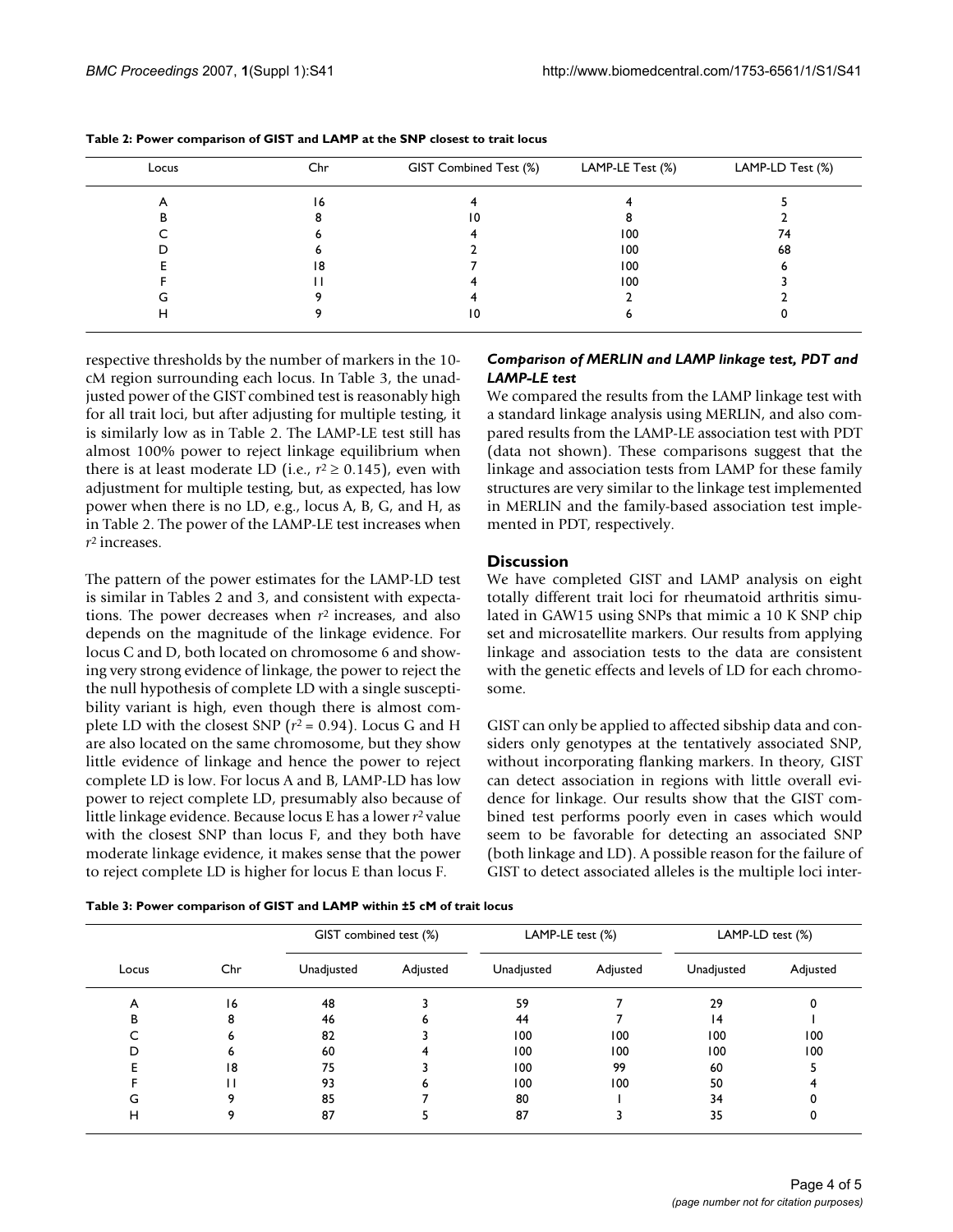**Table 2: Power comparison of GIST and LAMP at the SNP closest to trait locus**

| Locus | Chr | GIST Combined Test (%) | LAMP-LE Test (%) | LAMP-LD Test (%) |
|---|---|---|---|---|
| A | 16 | 4 | 4 | 5 |
| B | 8 | 10 | 8 | 2 |
| C | 6 | 4 | 100 | 74 |
| D | 6 | 2 | 100 | 68 |
| E | 18 | 7 | 100 | 6 |
| F | 11 | 4 | 100 | 3 |
| G | 9 | 4 | 2 | 2 |
| H | 9 | 10 | 6 | 0 |

respective thresholds by the number of markers in the 10-cM region surrounding each locus. In Table 3, the unadjusted power of the GIST combined test is reasonably high for all trait loci, but after adjusting for multiple testing, it is similarly low as in Table 2. The LAMP-LE test still has almost 100% power to reject linkage equilibrium when there is at least moderate LD (i.e., $r^2 \geq 0.145$), even with adjustment for multiple testing, but, as expected, has low power when there is no LD, e.g., locus A, B, G, and H, as in Table 2. The power of the LAMP-LE test increases when $r^2$ increases.

The pattern of the power estimates for the LAMP-LD test is similar in Tables 2 and 3, and consistent with expectations. The power decreases when $r^2$ increases, and also depends on the magnitude of the linkage evidence. For locus C and D, both located on chromosome 6 and showing very strong evidence of linkage, the power to reject the the null hypothesis of complete LD with a single susceptibility variant is high, even though there is almost complete LD with the closest SNP ($r^2 = 0.94$). Locus G and H are also located on the same chromosome, but they show little evidence of linkage and hence the power to reject complete LD is low. For locus A and B, LAMP-LD has low power to reject complete LD, presumably also because of little linkage evidence. Because locus E has a lower $r^2$ value with the closest SNP than locus F, and they both have moderate linkage evidence, it makes sense that the power to reject complete LD is higher for locus E than locus F.

### *Comparison of MERLIN and LAMP linkage test, PDT and LAMP-LE test*

We compared the results from the LAMP linkage test with a standard linkage analysis using MERLIN, and also compared results from the LAMP-LE association test with PDT (data not shown). These comparisons suggest that the linkage and association tests from LAMP for these family structures are very similar to the linkage test implemented in MERLIN and the family-based association test implemented in PDT, respectively.

## Discussion

We have completed GIST and LAMP analysis on eight totally different trait loci for rheumatoid arthritis simulated in GAW15 using SNPs that mimic a 10 K SNP chip set and microsatellite markers. Our results from applying linkage and association tests to the data are consistent with the genetic effects and levels of LD for each chromosome.

GIST can only be applied to affected sibship data and considers only genotypes at the tentatively associated SNP, without incorporating flanking markers. In theory, GIST can detect association in regions with little overall evidence for linkage. Our results show that the GIST combined test performs poorly even in cases which would seem to be favorable for detecting an associated SNP (both linkage and LD). A possible reason for the failure of GIST to detect associated alleles is the multiple loci inter-

**Table 3: Power comparison of GIST and LAMP within ±5 cM of trait locus**

| | | GIST combined test (%) | | LAMP-LE test (%) | | LAMP-LD test (%) | |
|---|---|---|---|---|---|---|---|
| Locus | Chr | Unadjusted | Adjusted | Unadjusted | Adjusted | Unadjusted | Adjusted |
| A | 16 | 48 | 3 | 59 | 7 | 29 | 0 |
| B | 8 | 46 | 6 | 44 | 7 | 14 | 1 |
| C | 6 | 82 | 3 | 100 | 100 | 100 | 100 |
| D | 6 | 60 | 4 | 100 | 100 | 100 | 100 |
| E | 18 | 75 | 3 | 100 | 99 | 60 | 5 |
| F | 11 | 93 | 6 | 100 | 100 | 50 | 4 |
| G | 9 | 85 | 7 | 80 | 1 | 34 | 0 |
| H | 9 | 87 | 5 | 87 | 3 | 35 | 0 |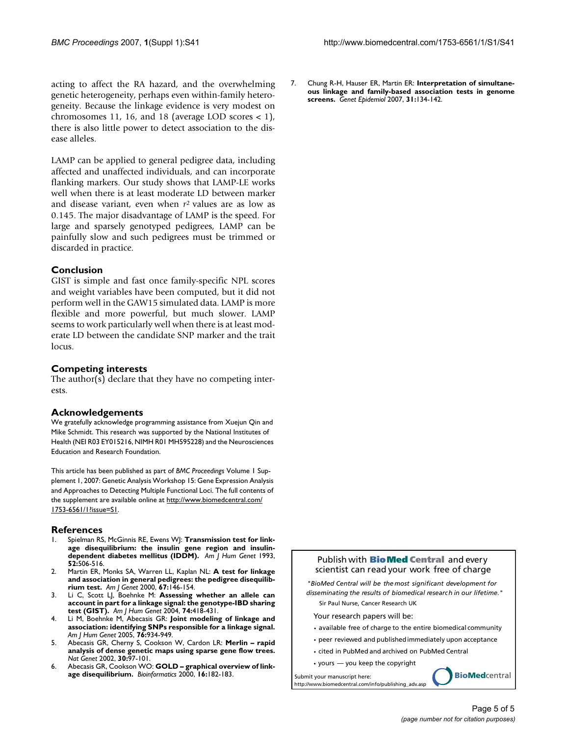acting to affect the RA hazard, and the overwhelming genetic heterogeneity, perhaps even within-family heterogeneity. Because the linkage evidence is very modest on chromosomes 11, 16, and 18 (average LOD scores < 1), there is also little power to detect association to the disease alleles.

LAMP can be applied to general pedigree data, including affected and unaffected individuals, and can incorporate flanking markers. Our study shows that LAMP-LE works well when there is at least moderate LD between marker and disease variant, even when $r^2$ values are as low as 0.145. The major disadvantage of LAMP is the speed. For large and sparsely genotyped pedigrees, LAMP can be painfully slow and such pedigrees must be trimmed or discarded in practice.

## Conclusion

GIST is simple and fast once family-specific NPL scores and weight variables have been computed, but it did not perform well in the GAW15 simulated data. LAMP is more flexible and more powerful, but much slower. LAMP seems to work particularly well when there is at least moderate LD between the candidate SNP marker and the trait locus.

## Competing interests

The author(s) declare that they have no competing interests.

## Acknowledgements

We gratefully acknowledge programming assistance from Xuejun Qin and Mike Schmidt. This research was supported by the National Institutes of Health (NEI R03 EY015216, NIMH R01 MH595228) and the Neurosciences Education and Research Foundation.

This article has been published as part of *BMC Proceedings* Volume 1 Supplement 1, 2007: Genetic Analysis Workshop 15: Gene Expression Analysis and Approaches to Detecting Multiple Functional Loci. The full contents of the supplement are available online at http://www.biomedcentral.com/1753-6561/1?issue=S1.

## References

1. Spielman RS, McGinnis RE, Ewens WJ: **Transmission test for linkage disequilibrium: the insulin gene region and insulin-dependent diabetes mellitus (IDDM).** *Am J Hum Genet* 1993, **52:**506-516.
2. Martin ER, Monks SA, Warren LL, Kaplan NL: **A test for linkage and association in general pedigrees: the pedigree disequilibrium test.** *Am J Genet* 2000, **67:**146-154.
3. Li C, Scott LJ, Boehnke M: **Assessing whether an allele can account in part for a linkage signal: the genotype-IBD sharing test (GIST).** *Am J Hum Genet* 2004, **74:**418-431.
4. Li M, Boehnke M, Abecasis GR: **Joint modeling of linkage and association: identifying SNPs responsible for a linkage signal.** *Am J Hum Genet* 2005, **76:**934-949.
5. Abecasis GR, Cherny S, Cookson W, Cardon LR: **Merlin – rapid analysis of dense genetic maps using sparse gene flow trees.** *Nat Genet* 2002, **30:**97-101.
6. Abecasis GR, Cookson WO: **GOLD – graphical overview of linkage disequilibrium.** *Bioinformatics* 2000, **16:**182-183.
7. Chung R-H, Hauser ER, Martin ER: **Interpretation of simultaneous linkage and family-based association tests in genome screens.** *Genet Epidemiol* 2007, **31:**134-142.

Publish with **BioMed Central** and every scientist can read your work free of charge

*"BioMed Central will be the most significant development for disseminating the results of biomedical research in our lifetime."*

Sir Paul Nurse, Cancer Research UK

Your research papers will be:

- available free of charge to the entire biomedical community
- peer reviewed and published immediately upon acceptance
- cited in PubMed and archived on PubMed Central
- yours — you keep the copyright

Submit your manuscript here:
http://www.biomedcentral.com/info/publishing_adv.asp

BioMedcentral